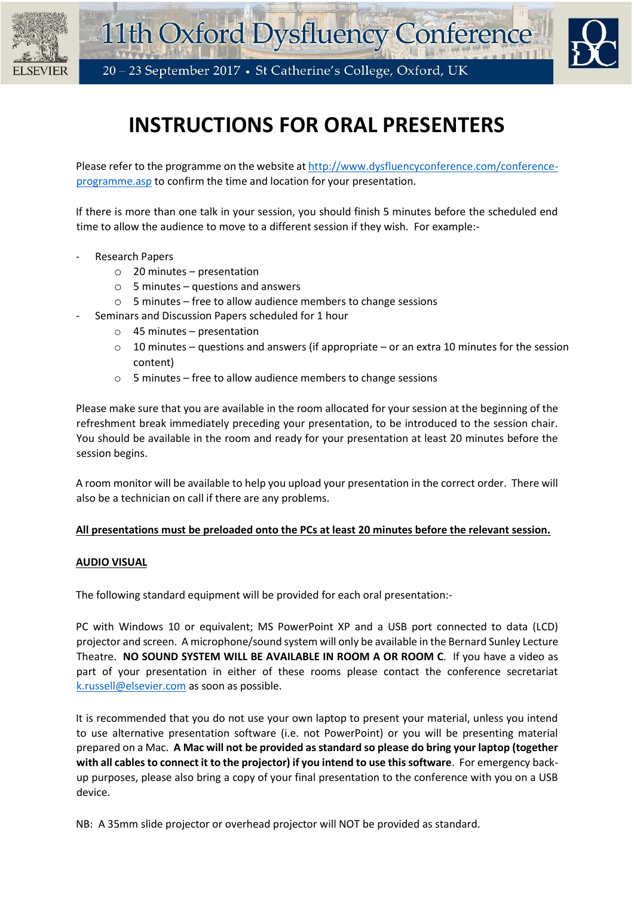11th Oxford Dysfluency Conference

20 – 23 September 2017 • St Catherine's College, Oxford, UK

# INSTRUCTIONS FOR ORAL PRESENTERS

Please refer to the programme on the website at [http://www.dysfluencyconference.com/conference-programme.asp](http://www.dysfluencyconference.com/conference-programme.asp) to confirm the time and location for your presentation.

If there is more than one talk in your session, you should finish 5 minutes before the scheduled end time to allow the audience to move to a different session if they wish. For example:-

- Research Papers
  - 20 minutes – presentation
  - 5 minutes – questions and answers
  - 5 minutes – free to allow audience members to change sessions
- Seminars and Discussion Papers scheduled for 1 hour
  - 45 minutes – presentation
  - 10 minutes – questions and answers (if appropriate – or an extra 10 minutes for the session content)
  - 5 minutes – free to allow audience members to change sessions

Please make sure that you are available in the room allocated for your session at the beginning of the refreshment break immediately preceding your presentation, to be introduced to the session chair. You should be available in the room and ready for your presentation at least 20 minutes before the session begins.

A room monitor will be available to help you upload your presentation in the correct order. There will also be a technician on call if there are any problems.

**<u>All presentations must be preloaded onto the PCs at least 20 minutes before the relevant session.</u>**

**<u>AUDIO VISUAL</u>**

The following standard equipment will be provided for each oral presentation:-

PC with Windows 10 or equivalent; MS PowerPoint XP and a USB port connected to data (LCD) projector and screen. A microphone/sound system will only be available in the Bernard Sunley Lecture Theatre. **NO SOUND SYSTEM WILL BE AVAILABLE IN ROOM A OR ROOM C**. If you have a video as part of your presentation in either of these rooms please contact the conference secretariat [k.russell@elsevier.com](mailto:k.russell@elsevier.com) as soon as possible.

It is recommended that you do not use your own laptop to present your material, unless you intend to use alternative presentation software (i.e. not PowerPoint) or you will be presenting material prepared on a Mac. **A Mac will not be provided as standard so please do bring your laptop (together with all cables to connect it to the projector) if you intend to use this software**. For emergency back-up purposes, please also bring a copy of your final presentation to the conference with you on a USB device.

NB: A 35mm slide projector or overhead projector will NOT be provided as standard.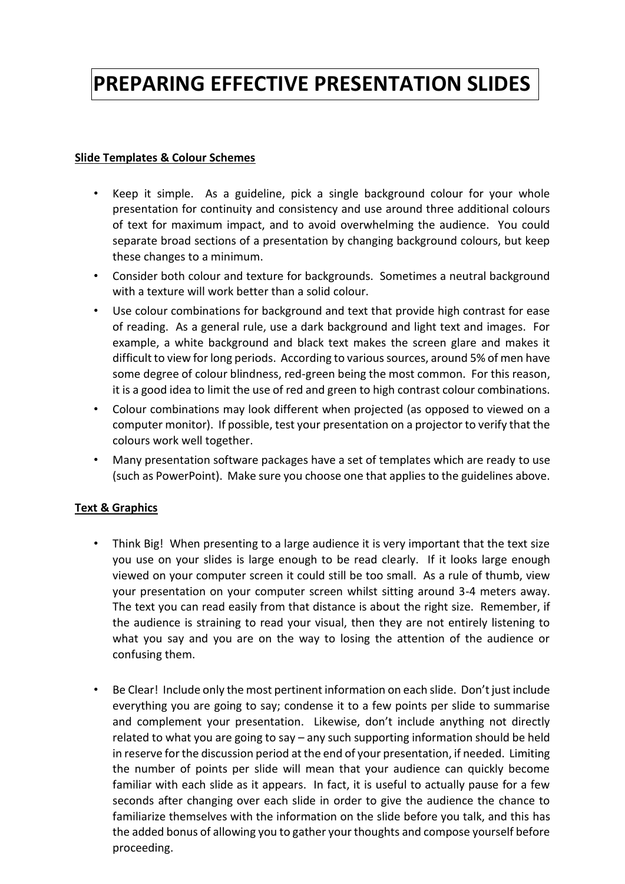# PREPARING EFFECTIVE PRESENTATION SLIDES

**Slide Templates & Colour Schemes**

- Keep it simple. As a guideline, pick a single background colour for your whole presentation for continuity and consistency and use around three additional colours of text for maximum impact, and to avoid overwhelming the audience. You could separate broad sections of a presentation by changing background colours, but keep these changes to a minimum.
- Consider both colour and texture for backgrounds. Sometimes a neutral background with a texture will work better than a solid colour.
- Use colour combinations for background and text that provide high contrast for ease of reading. As a general rule, use a dark background and light text and images. For example, a white background and black text makes the screen glare and makes it difficult to view for long periods. According to various sources, around 5% of men have some degree of colour blindness, red-green being the most common. For this reason, it is a good idea to limit the use of red and green to high contrast colour combinations.
- Colour combinations may look different when projected (as opposed to viewed on a computer monitor). If possible, test your presentation on a projector to verify that the colours work well together.
- Many presentation software packages have a set of templates which are ready to use (such as PowerPoint). Make sure you choose one that applies to the guidelines above.

**Text & Graphics**

- Think Big! When presenting to a large audience it is very important that the text size you use on your slides is large enough to be read clearly. If it looks large enough viewed on your computer screen it could still be too small. As a rule of thumb, view your presentation on your computer screen whilst sitting around 3-4 meters away. The text you can read easily from that distance is about the right size. Remember, if the audience is straining to read your visual, then they are not entirely listening to what you say and you are on the way to losing the attention of the audience or confusing them.

- Be Clear! Include only the most pertinent information on each slide. Don't just include everything you are going to say; condense it to a few points per slide to summarise and complement your presentation. Likewise, don't include anything not directly related to what you are going to say – any such supporting information should be held in reserve for the discussion period at the end of your presentation, if needed. Limiting the number of points per slide will mean that your audience can quickly become familiar with each slide as it appears. In fact, it is useful to actually pause for a few seconds after changing over each slide in order to give the audience the chance to familiarize themselves with the information on the slide before you talk, and this has the added bonus of allowing you to gather your thoughts and compose yourself before proceeding.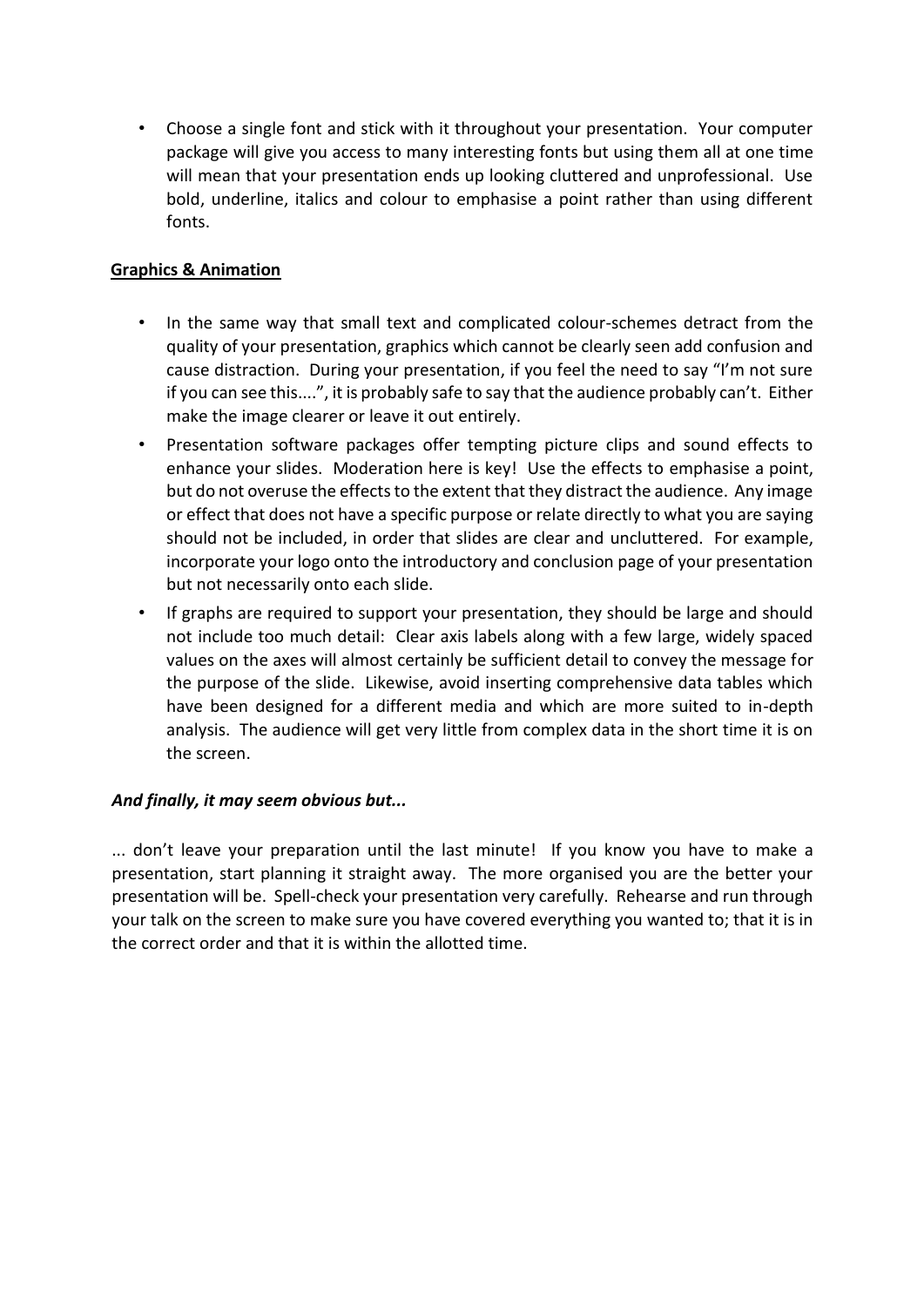- Choose a single font and stick with it throughout your presentation. Your computer package will give you access to many interesting fonts but using them all at one time will mean that your presentation ends up looking cluttered and unprofessional. Use bold, underline, italics and colour to emphasise a point rather than using different fonts.

**Graphics & Animation**

- In the same way that small text and complicated colour-schemes detract from the quality of your presentation, graphics which cannot be clearly seen add confusion and cause distraction. During your presentation, if you feel the need to say "I'm not sure if you can see this....", it is probably safe to say that the audience probably can't. Either make the image clearer or leave it out entirely.
- Presentation software packages offer tempting picture clips and sound effects to enhance your slides. Moderation here is key! Use the effects to emphasise a point, but do not overuse the effects to the extent that they distract the audience. Any image or effect that does not have a specific purpose or relate directly to what you are saying should not be included, in order that slides are clear and uncluttered. For example, incorporate your logo onto the introductory and conclusion page of your presentation but not necessarily onto each slide.
- If graphs are required to support your presentation, they should be large and should not include too much detail: Clear axis labels along with a few large, widely spaced values on the axes will almost certainly be sufficient detail to convey the message for the purpose of the slide. Likewise, avoid inserting comprehensive data tables which have been designed for a different media and which are more suited to in-depth analysis. The audience will get very little from complex data in the short time it is on the screen.

***And finally, it may seem obvious but...***

... don't leave your preparation until the last minute! If you know you have to make a presentation, start planning it straight away. The more organised you are the better your presentation will be. Spell-check your presentation very carefully. Rehearse and run through your talk on the screen to make sure you have covered everything you wanted to; that it is in the correct order and that it is within the allotted time.